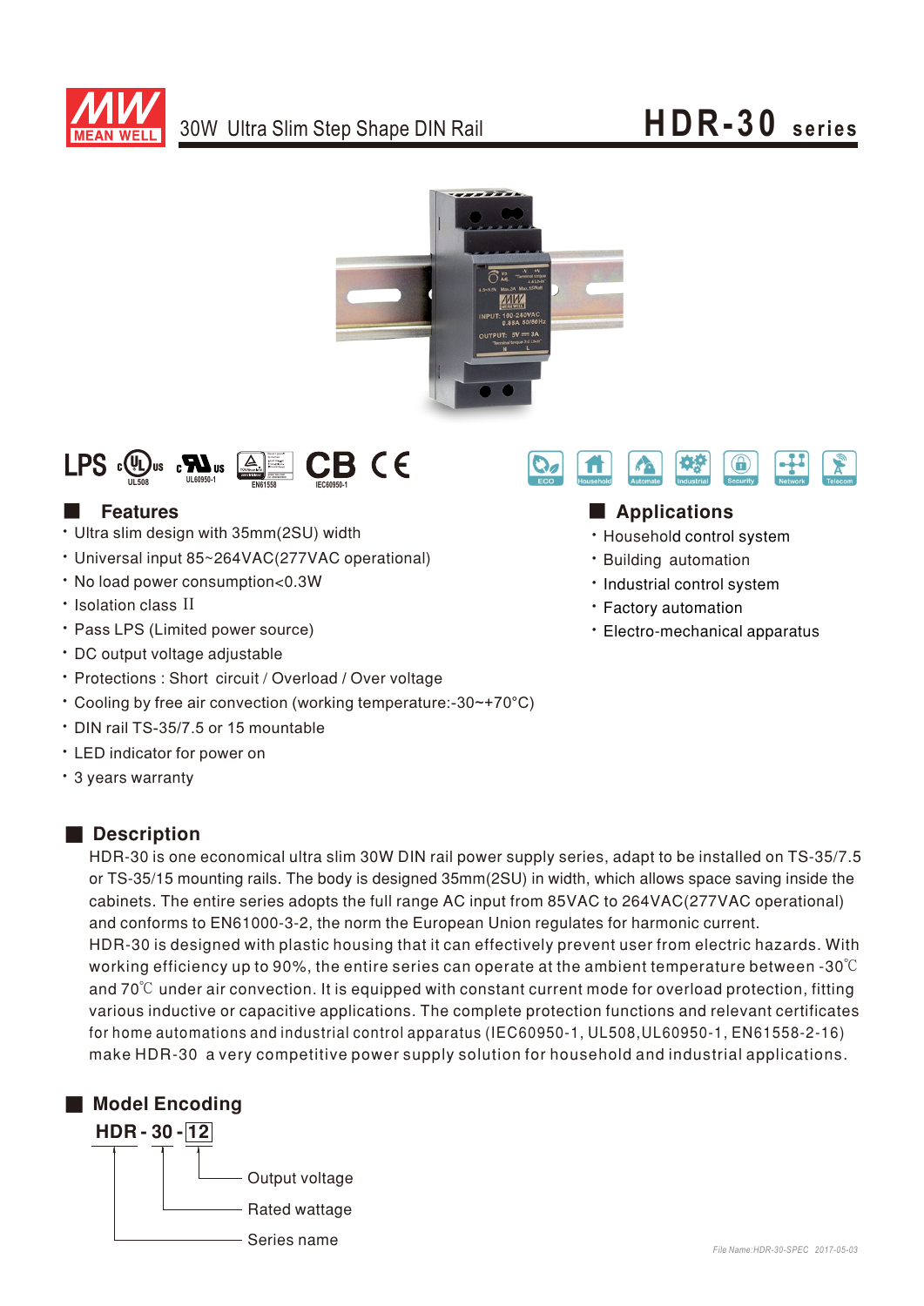# 30W Ultra Slim Step Shape DIN Rail

# HDR-30 series

LPS UL508 UL60950-1 EN61558 CB IEC60950-1 CE

ECO Household Automate Industrial Security Network Telecom

## Features

- Ultra slim design with 35mm(2SU) width
- Universal input 85~264VAC(277VAC operational)
- No load power consumption<0.3W
- Isolation class II
- Pass LPS (Limited power source)
- DC output voltage adjustable
- Protections : Short circuit / Overload / Over voltage
- Cooling by free air convection (working temperature:-30~+70°C)
- DIN rail TS-35/7.5 or 15 mountable
- LED indicator for power on
- 3 years warranty

## Applications

- Household control system
- Building automation
- Industrial control system
- Factory automation
- Electro-mechanical apparatus

## Description

HDR-30 is one economical ultra slim 30W DIN rail power supply series, adapt to be installed on TS-35/7.5 or TS-35/15 mounting rails. The body is designed 35mm(2SU) in width, which allows space saving inside the cabinets. The entire series adopts the full range AC input from 85VAC to 264VAC(277VAC operational) and conforms to EN61000-3-2, the norm the European Union regulates for harmonic current.
HDR-30 is designed with plastic housing that it can effectively prevent user from electric hazards. With working efficiency up to 90%, the entire series can operate at the ambient temperature between -30℃ and 70℃ under air convection. It is equipped with constant current mode for overload protection, fitting various inductive or capacitive applications. The complete protection functions and relevant certificates for home automations and industrial control apparatus (IEC60950-1, UL508,UL60950-1, EN61558-2-16) make HDR-30 a very competitive power supply solution for household and industrial applications.

## Model Encoding

**HDR - 30 - 12**

- 12: Output voltage
- 30: Rated wattage
- HDR: Series name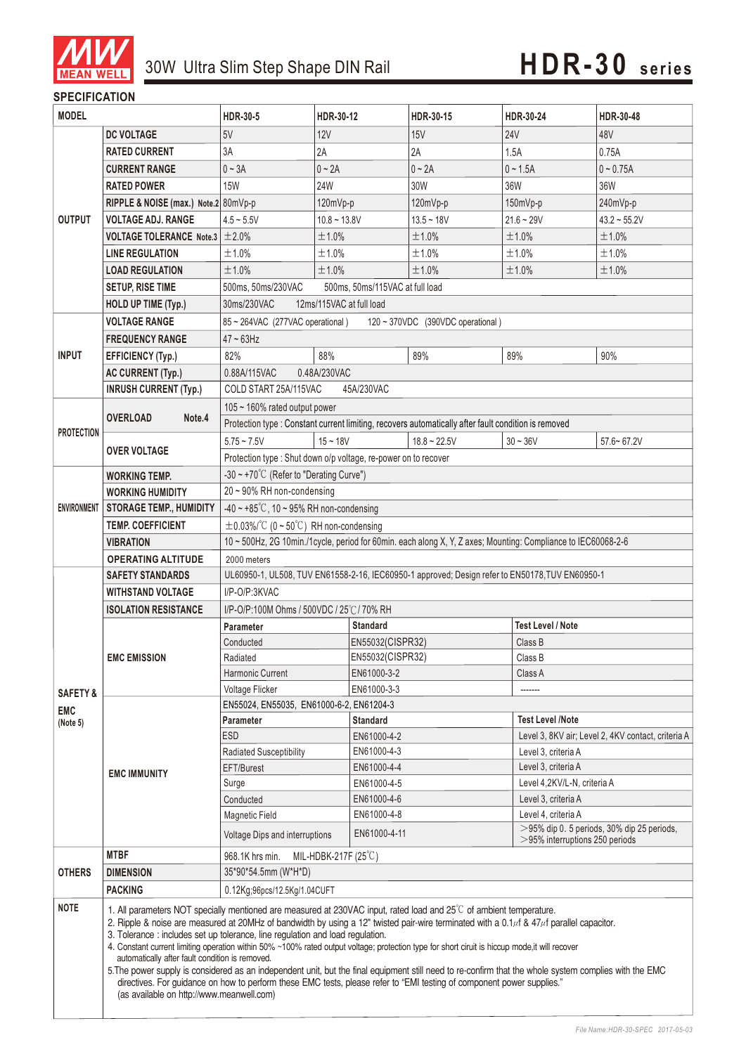# 30W Ultra Slim Step Shape DIN Rail — HDR-30 series

## SPECIFICATION

| MODEL | | HDR-30-5 | HDR-30-12 | HDR-30-15 | HDR-30-24 | HDR-30-48 |
|---|---|---|---|---|---|---|
| OUTPUT | DC VOLTAGE | 5V | 12V | 15V | 24V | 48V |
| | RATED CURRENT | 3A | 2A | 2A | 1.5A | 0.75A |
| | CURRENT RANGE | 0 ~ 3A | 0 ~ 2A | 0 ~ 2A | 0 ~ 1.5A | 0 ~ 0.75A |
| | RATED POWER | 15W | 24W | 30W | 36W | 36W |
| | RIPPLE & NOISE (max.) Note.2 | 80mVp-p | 120mVp-p | 120mVp-p | 150mVp-p | 240mVp-p |
| | VOLTAGE ADJ. RANGE | 4.5 ~ 5.5V | 10.8 ~ 13.8V | 13.5 ~ 18V | 21.6 ~ 29V | 43.2 ~ 55.2V |
| | VOLTAGE TOLERANCE Note.3 | ±2.0% | ±1.0% | ±1.0% | ±1.0% | ±1.0% |
| | LINE REGULATION | ±1.0% | ±1.0% | ±1.0% | ±1.0% | ±1.0% |
| | LOAD REGULATION | ±1.0% | ±1.0% | ±1.0% | ±1.0% | ±1.0% |
| | SETUP, RISE TIME | 500ms, 50ms/230VAC 500ms, 50ms/115VAC at full load | | | | |
| | HOLD UP TIME (Typ.) | 30ms/230VAC 12ms/115VAC at full load | | | | |
| INPUT | VOLTAGE RANGE | 85 ~ 264VAC (277VAC operational) 120 ~ 370VDC (390VDC operational) | | | | |
| | FREQUENCY RANGE | 47 ~ 63Hz | | | | |
| | EFFICIENCY (Typ.) | 82% | 88% | 89% | 89% | 90% |
| | AC CURRENT (Typ.) | 0.88A/115VAC 0.48A/230VAC | | | | |
| | INRUSH CURRENT (Typ.) | COLD START 25A/115VAC 45A/230VAC | | | | |
| PROTECTION | OVERLOAD Note.4 | 105 ~ 160% rated output power | | | | |
| | | Protection type : Constant current limiting, recovers automatically after fault condition is removed | | | | |
| | OVER VOLTAGE | 5.75 ~ 7.5V | 15 ~ 18V | 18.8 ~ 22.5V | 30 ~ 36V | 57.6~ 67.2V |
| | | Protection type : Shut down o/p voltage, re-power on to recover | | | | |
| ENVIRONMENT | WORKING TEMP. | -30 ~ +70℃ (Refer to "Derating Curve") | | | | |
| | WORKING HUMIDITY | 20 ~ 90% RH non-condensing | | | | |
| | STORAGE TEMP., HUMIDITY | -40 ~ +85℃, 10 ~ 95% RH non-condensing | | | | |
| | TEMP. COEFFICIENT | ±0.03%/℃ (0 ~ 50℃) RH non-condensing | | | | |
| | VIBRATION | 10 ~ 500Hz, 2G 10min./1cycle, period for 60min. each along X, Y, Z axes; Mounting: Compliance to IEC60068-2-6 | | | | |
| | OPERATING ALTITUDE | 2000 meters | | | | |
| SAFETY & EMC (Note 5) | SAFETY STANDARDS | UL60950-1, UL508, TUV EN61558-2-16, IEC60950-1 approved; Design refer to EN50178,TUV EN60950-1 | | | | |
| | WITHSTAND VOLTAGE | I/P-O/P:3KVAC | | | | |
| | ISOLATION RESISTANCE | I/P-O/P:100M Ohms / 500VDC / 25℃/ 70% RH | | | | |
| | EMC EMISSION | **Parameter** | **Standard** | | **Test Level / Note** | |
| | | Conducted | EN55032(CISPR32) | | Class B | |
| | | Radiated | EN55032(CISPR32) | | Class B | |
| | | Harmonic Current | EN61000-3-2 | | Class A | |
| | | Voltage Flicker | EN61000-3-3 | | ------- | |
| | EMC IMMUNITY | EN55024, EN55035, EN61000-6-2, EN61204-3 | | | | |
| | | **Parameter** | **Standard** | | **Test Level /Note** | |
| | | ESD | EN61000-4-2 | | Level 3, 8KV air; Level 2, 4KV contact, criteria A | |
| | | Radiated Susceptibility | EN61000-4-3 | | Level 3, criteria A | |
| | | EFT/Burest | EN61000-4-4 | | Level 3, criteria A | |
| | | Surge | EN61000-4-5 | | Level 4,2KV/L-N, criteria A | |
| | | Conducted | EN61000-4-6 | | Level 3, criteria A | |
| | | Magnetic Field | EN61000-4-8 | | Level 4, criteria A | |
| | | Voltage Dips and interruptions | EN61000-4-11 | | >95% dip 0. 5 periods, 30% dip 25 periods, >95% interruptions 250 periods | |
| OTHERS | MTBF | 968.1K hrs min. MIL-HDBK-217F (25℃) | | | | |
| | DIMENSION | 35*90*54.5mm (W*H*D) | | | | |
| | PACKING | 0.12Kg;96pcs/12.5Kg/1.04CUFT | | | | |

**NOTE**

1. All parameters NOT specially mentioned are measured at 230VAC input, rated load and 25℃ of ambient temperature.
2. Ripple & noise are measured at 20MHz of bandwidth by using a 12" twisted pair-wire terminated with a 0.1µf & 47µf parallel capacitor.
3. Tolerance : includes set up tolerance, line regulation and load regulation.
4. Constant current limiting operation within 50% ~100% rated output voltage; protection type for short ciruit is hiccup mode,it will recover automatically after fault condition is removed.
5. The power supply is considered as an independent unit, but the final equipment still need to re-confirm that the whole system complies with the EMC directives. For guidance on how to perform these EMC tests, please refer to "EMI testing of component power supplies." (as available on http://www.meanwell.com)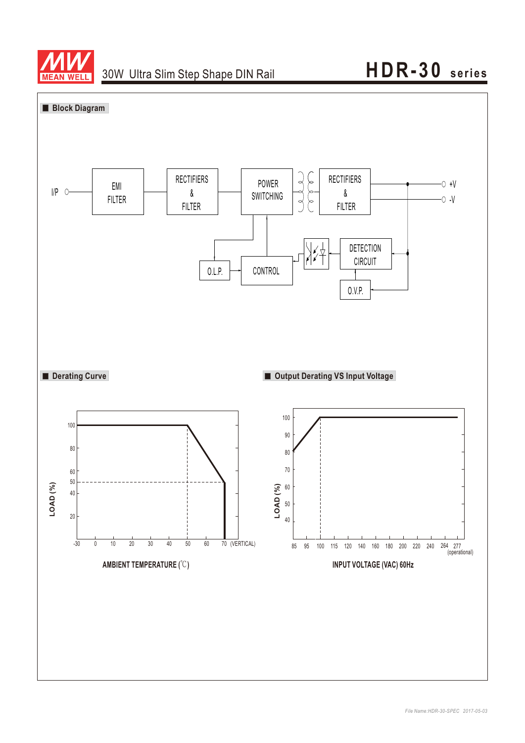## Block Diagram

I/P — EMI FILTER — RECTIFIERS & FILTER — POWER SWITCHING — RECTIFIERS & FILTER — +V / -V

O.L.P. — CONTROL — DETECTION CIRCUIT — O.V.P.

## Derating Curve

LOAD (%)

100, 80, 60, 50, 40, 20

-30, 0, 10, 20, 30, 40, 50, 60, 70 (VERTICAL)

AMBIENT TEMPERATURE (℃)

## Output Derating VS Input Voltage

LOAD (%)

100, 90, 80, 70, 60, 50, 40

85, 95, 100, 115, 120, 140, 160, 180, 200, 220, 240, 264, 277 (operational)

INPUT VOLTAGE (VAC) 60Hz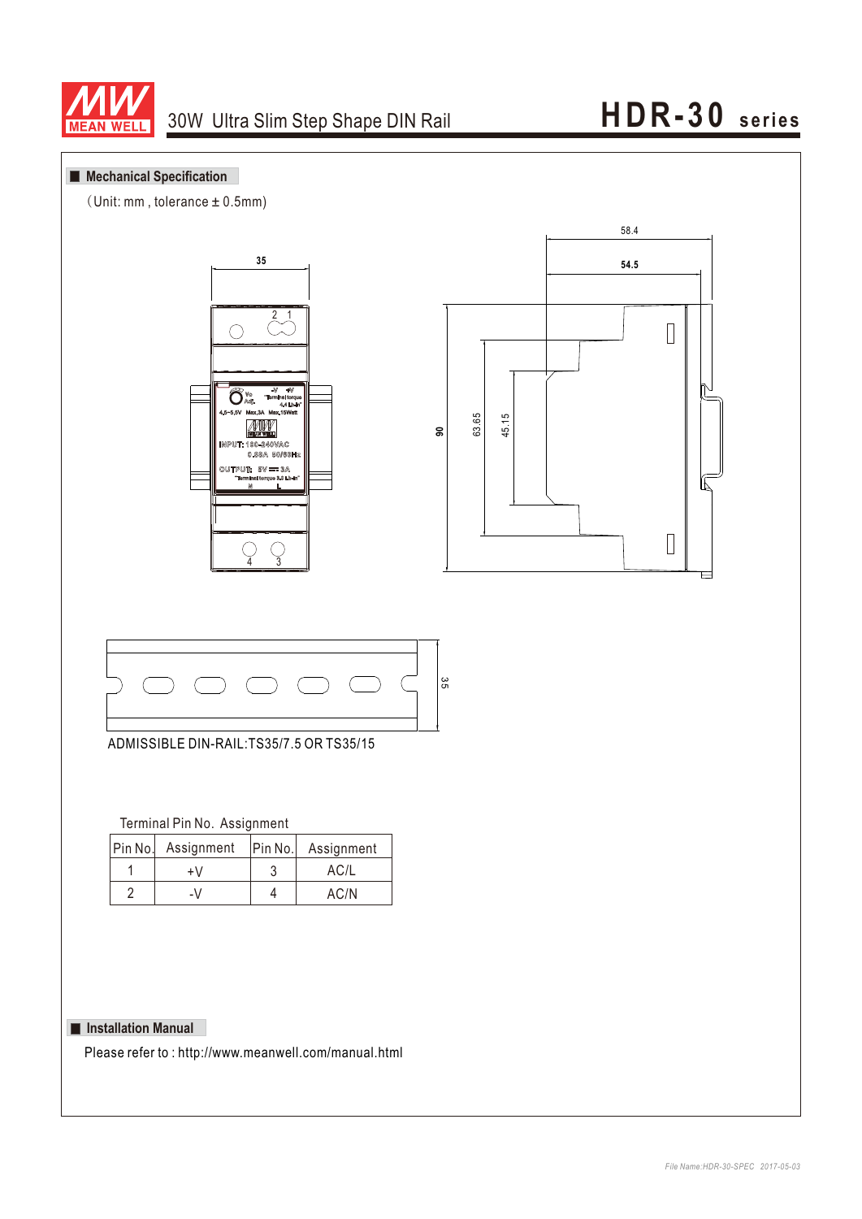# HDR-30 series

30W Ultra Slim Step Shape DIN Rail

## Mechanical Specification

(Unit: mm , tolerance ± 0.5mm)

35

58.4

54.5

90

63.65

45.15

35

ADMISSIBLE DIN-RAIL:TS35/7.5 OR TS35/15

Terminal Pin No. Assignment

| Pin No. | Assignment | Pin No. | Assignment |
|---|---|---|---|
| 1 | +V | 3 | AC/L |
| 2 | -V | 4 | AC/N |

## Installation Manual

Please refer to : http://www.meanwell.com/manual.html

*File Name:HDR-30-SPEC 2017-05-03*